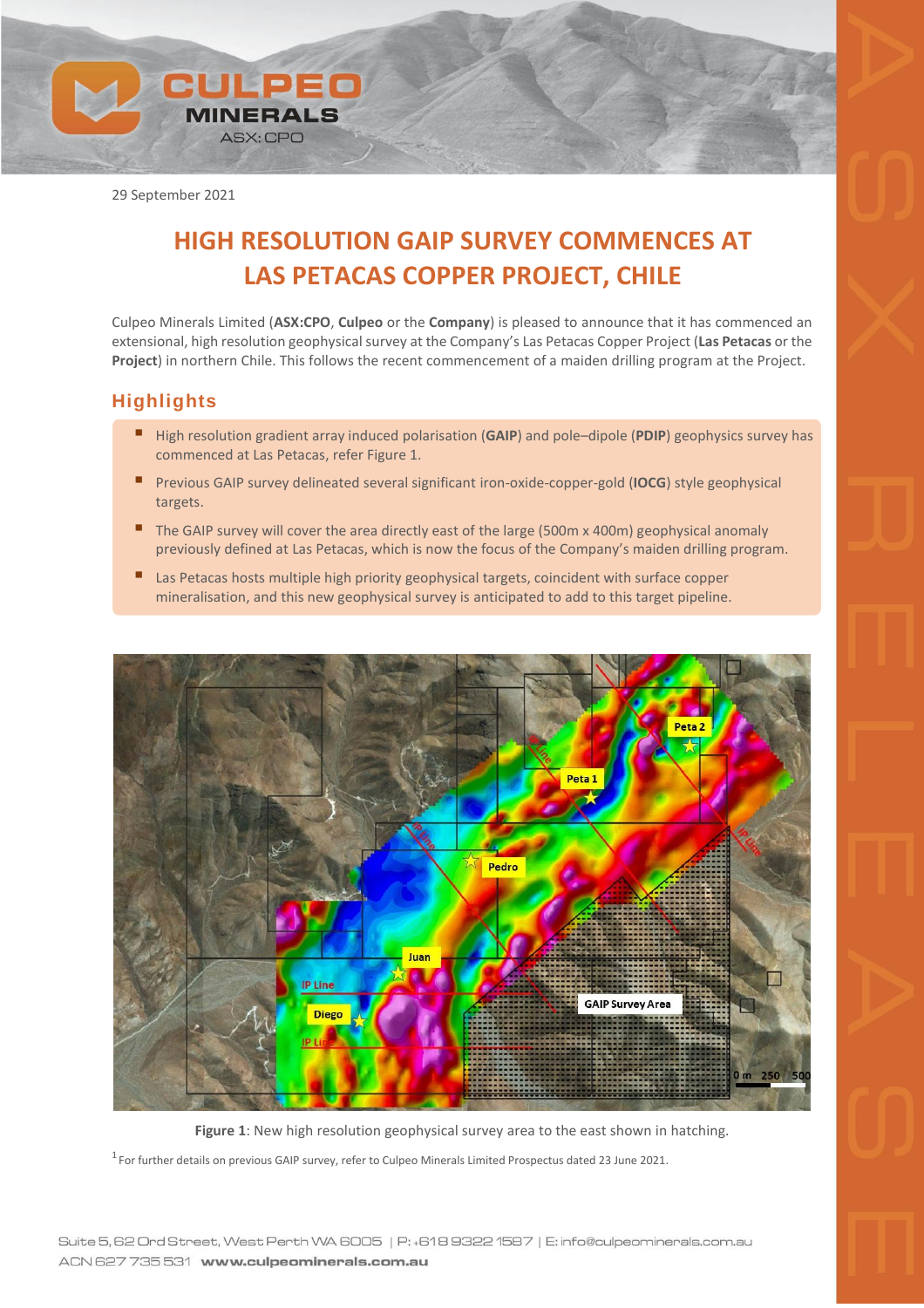29 September 2021

# HIGH RESOLUTION GAIP SURVEY COMMENCES AT LAS PETACAS COPPER PROJECT, CHILE

Culpeo Minerals Limited (**ASX:CPO**, **Culpeo** or the **Company**) is pleased to announce that it has commenced an extensional, high resolution geophysical survey at the Company's Las Petacas Copper Project (**Las Petacas** or the **Project**) in northern Chile. This follows the recent commencement of a maiden drilling program at the Project.

## Highlights

- High resolution gradient array induced polarisation (**GAIP**) and pole–dipole (**PDIP**) geophysics survey has commenced at Las Petacas, refer Figure 1.
- Previous GAIP survey delineated several significant iron-oxide-copper-gold (**IOCG**) style geophysical targets.
- The GAIP survey will cover the area directly east of the large (500m x 400m) geophysical anomaly previously defined at Las Petacas, which is now the focus of the Company's maiden drilling program.
- Las Petacas hosts multiple high priority geophysical targets, coincident with surface copper mineralisation, and this new geophysical survey is anticipated to add to this target pipeline.

**Figure 1**: New high resolution geophysical survey area to the east shown in hatching.

[1] For further details on previous GAIP survey, refer to Culpeo Minerals Limited Prospectus dated 23 June 2021.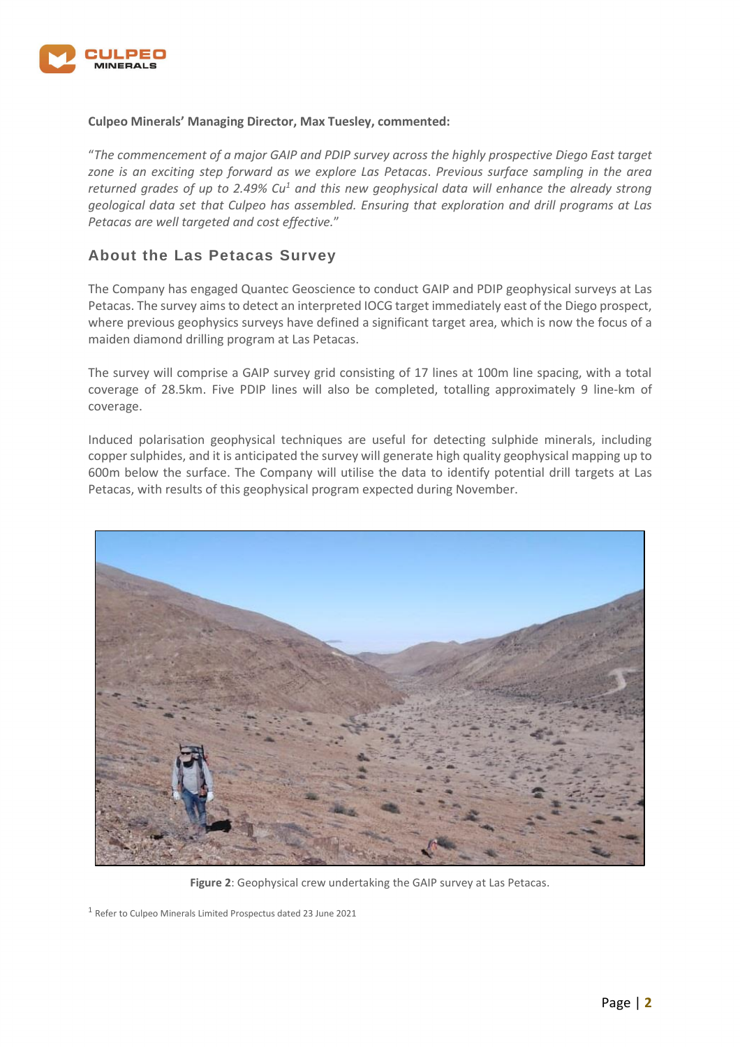**Culpeo Minerals' Managing Director, Max Tuesley, commented:**

"*The commencement of a major GAIP and PDIP survey across the highly prospective Diego East target zone is an exciting step forward as we explore Las Petacas. Previous surface sampling in the area returned grades of up to 2.49% Cu*[1] *and this new geophysical data will enhance the already strong geological data set that Culpeo has assembled. Ensuring that exploration and drill programs at Las Petacas are well targeted and cost effective.*"

## About the Las Petacas Survey

The Company has engaged Quantec Geoscience to conduct GAIP and PDIP geophysical surveys at Las Petacas. The survey aims to detect an interpreted IOCG target immediately east of the Diego prospect, where previous geophysics surveys have defined a significant target area, which is now the focus of a maiden diamond drilling program at Las Petacas.

The survey will comprise a GAIP survey grid consisting of 17 lines at 100m line spacing, with a total coverage of 28.5km. Five PDIP lines will also be completed, totalling approximately 9 line-km of coverage.

Induced polarisation geophysical techniques are useful for detecting sulphide minerals, including copper sulphides, and it is anticipated the survey will generate high quality geophysical mapping up to 600m below the surface. The Company will utilise the data to identify potential drill targets at Las Petacas, with results of this geophysical program expected during November.

**Figure 2**: Geophysical crew undertaking the GAIP survey at Las Petacas.

[1] Refer to Culpeo Minerals Limited Prospectus dated 23 June 2021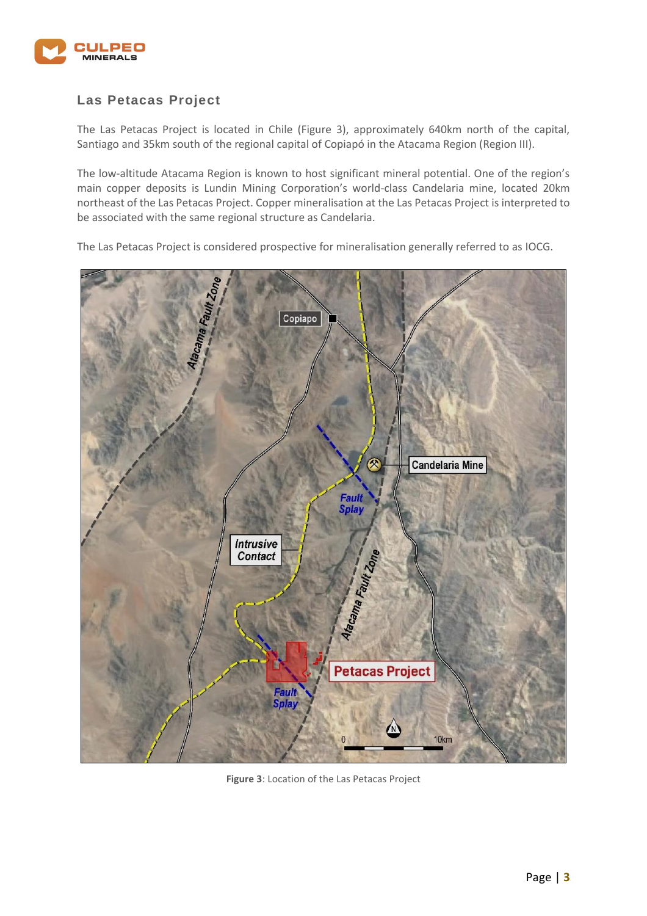## Las Petacas Project

The Las Petacas Project is located in Chile (Figure 3), approximately 640km north of the capital, Santiago and 35km south of the regional capital of Copiapó in the Atacama Region (Region III).

The low-altitude Atacama Region is known to host significant mineral potential. One of the region's main copper deposits is Lundin Mining Corporation's world-class Candelaria mine, located 20km northeast of the Las Petacas Project. Copper mineralisation at the Las Petacas Project is interpreted to be associated with the same regional structure as Candelaria.

The Las Petacas Project is considered prospective for mineralisation generally referred to as IOCG.

**Figure 3**: Location of the Las Petacas Project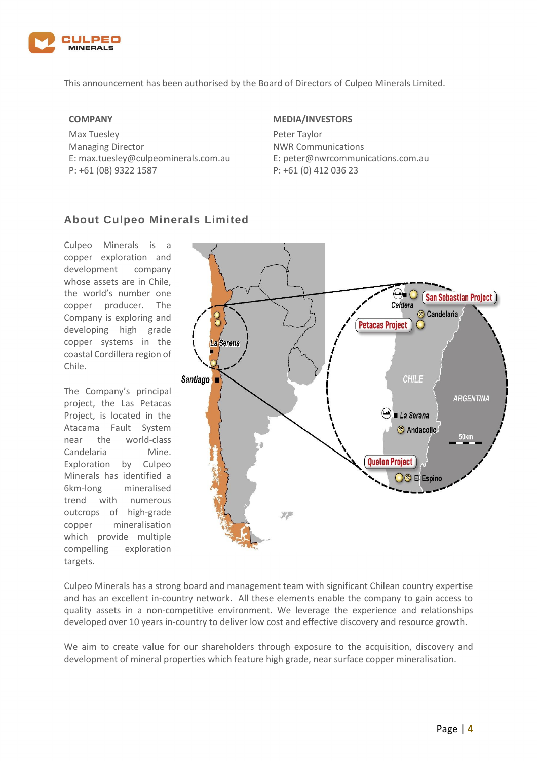This announcement has been authorised by the Board of Directors of Culpeo Minerals Limited.

**COMPANY**

Max Tuesley
Managing Director
E: max.tuesley@culpeominerals.com.au
P: +61 (08) 9322 1587

**MEDIA/INVESTORS**

Peter Taylor
NWR Communications
E: peter@nwrcommunications.com.au
P: +61 (0) 412 036 23

## About Culpeo Minerals Limited

Culpeo Minerals is a copper exploration and development company whose assets are in Chile, the world's number one copper producer. The Company is exploring and developing high grade copper systems in the coastal Cordillera region of Chile.

The Company's principal project, the Las Petacas Project, is located in the Atacama Fault System near the world-class Candelaria Mine. Exploration by Culpeo Minerals has identified a 6km-long mineralised trend with numerous outcrops of high-grade copper mineralisation which provide multiple compelling exploration targets.

Culpeo Minerals has a strong board and management team with significant Chilean country expertise and has an excellent in-country network. All these elements enable the company to gain access to quality assets in a non-competitive environment. We leverage the experience and relationships developed over 10 years in-country to deliver low cost and effective discovery and resource growth.

We aim to create value for our shareholders through exposure to the acquisition, discovery and development of mineral properties which feature high grade, near surface copper mineralisation.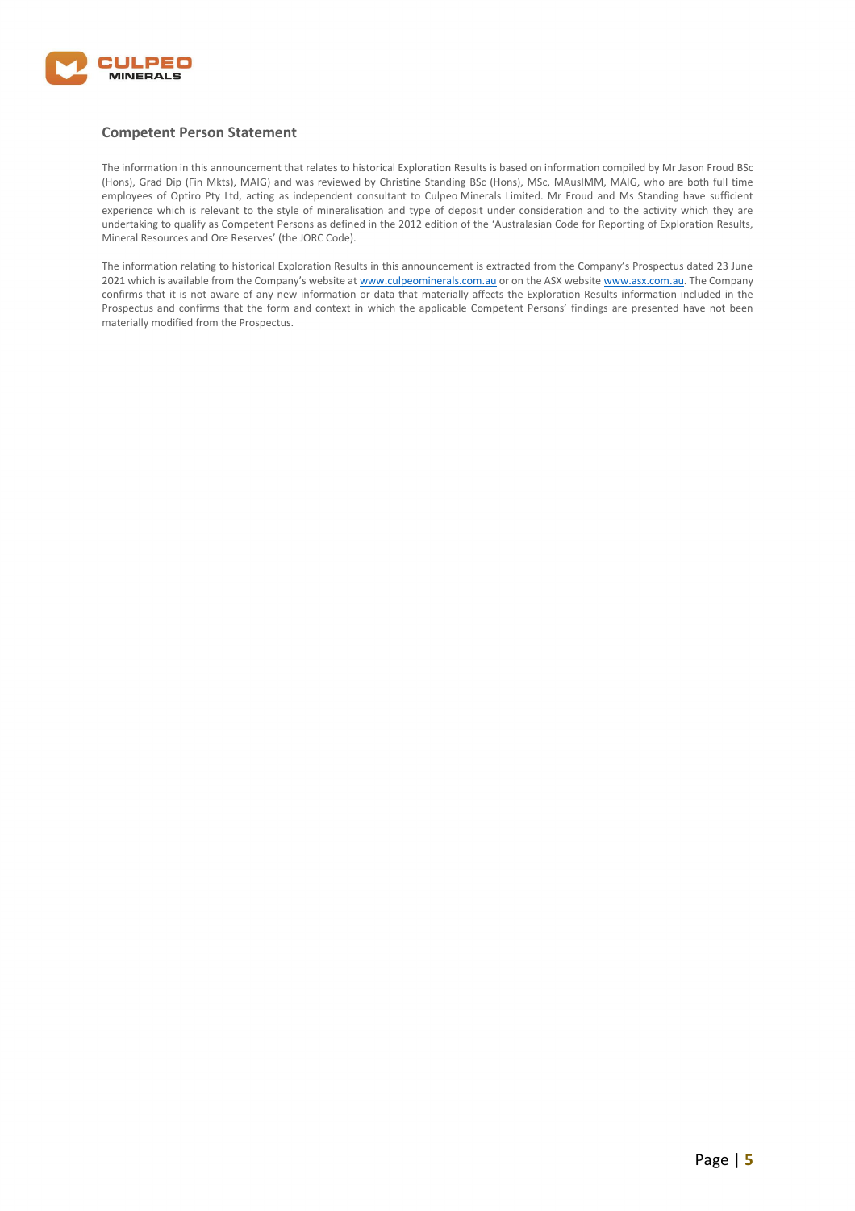## Competent Person Statement

The information in this announcement that relates to historical Exploration Results is based on information compiled by Mr Jason Froud BSc (Hons), Grad Dip (Fin Mkts), MAIG) and was reviewed by Christine Standing BSc (Hons), MSc, MAusIMM, MAIG, who are both full time employees of Optiro Pty Ltd, acting as independent consultant to Culpeo Minerals Limited. Mr Froud and Ms Standing have sufficient experience which is relevant to the style of mineralisation and type of deposit under consideration and to the activity which they are undertaking to qualify as Competent Persons as defined in the 2012 edition of the 'Australasian Code for Reporting of Exploration Results, Mineral Resources and Ore Reserves' (the JORC Code).

The information relating to historical Exploration Results in this announcement is extracted from the Company's Prospectus dated 23 June 2021 which is available from the Company's website at www.culpeominerals.com.au or on the ASX website www.asx.com.au. The Company confirms that it is not aware of any new information or data that materially affects the Exploration Results information included in the Prospectus and confirms that the form and context in which the applicable Competent Persons' findings are presented have not been materially modified from the Prospectus.